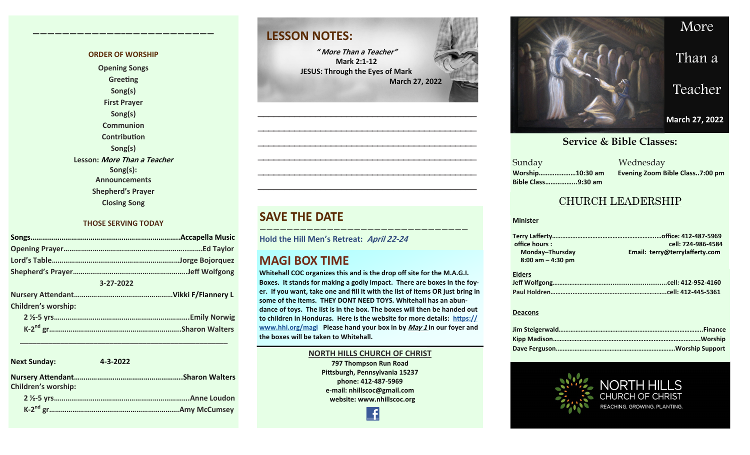## ORDER OF WORSHIP

Opening Songs
Greeting
Song(s)
First Prayer
Song(s)
Communion
Contribution
Song(s)
Lesson: *More Than a Teacher*
Song(s):
Announcements
Shepherd's Prayer
Closing Song

## THOSE SERVING TODAY

**Songs**……………………………………………………………….Accapella Music
**Opening Prayer**……………………………………………………….Ed Taylor
**Lord's Table**……………………………………………………….Jorge Bojorquez
**Shepherd's Prayer**………………………………………………….Jeff Wolfgong

3-27-2022

**Nursery Attendant**………………………………………….Vikki F/Flannery L
**Children's worship:**
2 ½-5 yrs……………………………………………………………Emily Norwig
K-2nd gr…………………………………………………………….Sharon Walters

---

**Next Sunday:** 4-3-2022

**Nursery Attendant**……………………………………………….Sharon Walters
**Children's worship:**
2 ½-5 yrs……………………………………………………………Anne Loudon
K-2nd gr…………………………………………………………….Amy McCumsey

## LESSON NOTES:

*"More Than a Teacher"*
**Mark 2:1-12**
**JESUS: Through the Eyes of Mark**
**March 27, 2022**

______________________________________________
______________________________________________
______________________________________________
______________________________________________
______________________________________________
______________________________________________

## SAVE THE DATE

**Hold the Hill Men's Retreat:** ***April 22-24***

## MAGI BOX TIME

**Whitehall COC organizes this and is the drop off site for the M.A.G.I. Boxes. It stands for making a godly impact. There are boxes in the foyer. If you want, take one and fill it with the list of items OR just bring in some of the items. THEY DONT NEED TOYS. Whitehall has an abundance of toys. The list is in the box. The boxes will then be handed out to children in Honduras. Here is the website for more details: https://www.hhi.org/magi Please hand your box in by *May 1* in our foyer and the boxes will be taken to Whitehall.**

**NORTH HILLS CHURCH OF CHRIST**
797 Thompson Run Road
Pittsburgh, Pennsylvania 15237
phone: 412-487-5969
e-mail: nhillscoc@gmail.com
website: www.nhillscoc.org

# More Than a Teacher

**March 27, 2022**

## Service & Bible Classes:

Sunday
**Worship**………………..10:30 am
**Bible Class**……………..9:30 am

Wednesday
**Evening Zoom Bible Class..7:00 pm**

## CHURCH LEADERSHIP

**Minister**

Terry Lafferty…………………………………………………office: 412-487-5969
office hours: cell: 724-986-4584
Monday–Thursday
8:00 am – 4:30 pm
Email: terry@terrylafferty.com

**Elders**

Jeff Wolfgong……………………………………………………cell: 412-952-4160
Paul Holdren……………………………………………………..cell: 412-445-5361

**Deacons**

Jim Steigerwald……………………………………………………………Finance
Kipp Madison……………………………………………………………..Worship
Dave Ferguson……………………………………………………Worship Support

NORTH HILLS CHURCH OF CHRIST
REACHING. GROWING. PLANTING.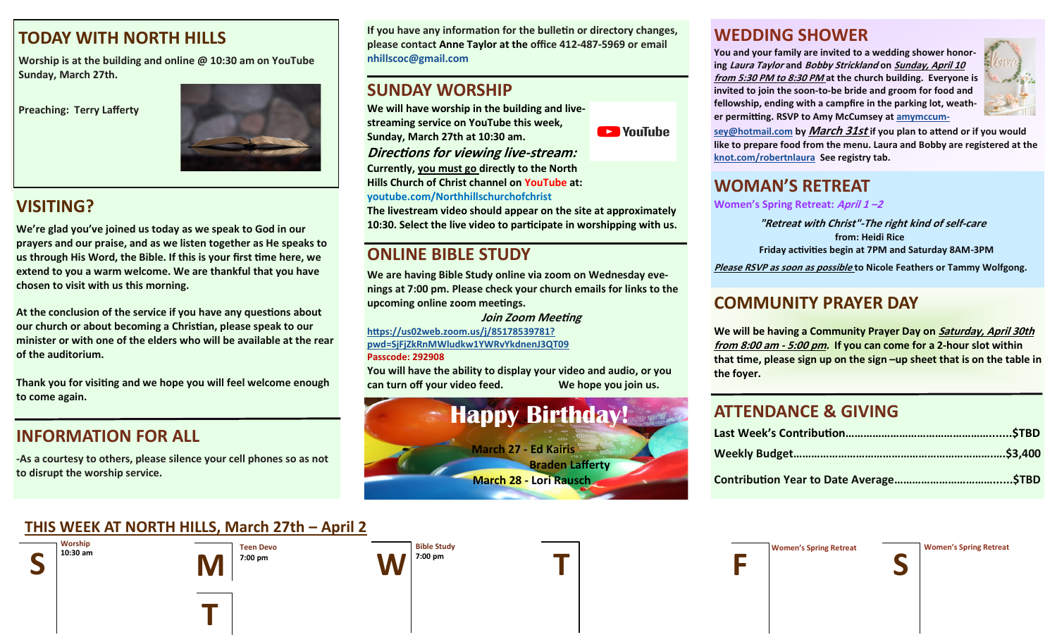## TODAY WITH NORTH HILLS

**Worship is at the building and online @ 10:30 am on YouTube Sunday, March 27th.**

**Preaching: Terry Lafferty**

## VISITING?

**We're glad you've joined us today as we speak to God in our prayers and our praise, and as we listen together as He speaks to us through His Word, the Bible. If this is your first time here, we extend to you a warm welcome. We are thankful that you have chosen to visit with us this morning.**

**At the conclusion of the service if you have any questions about our church or about becoming a Christian, please speak to our minister or with one of the elders who will be available at the rear of the auditorium.**

**Thank you for visiting and we hope you will feel welcome enough to come again.**

## INFORMATION FOR ALL

**-As a courtesy to others, please silence your cell phones so as not to disrupt the worship service.**

**If you have any information for the bulletin or directory changes, please contact Anne Taylor at the office 412-487-5969 or email nhillscoc@gmail.com**

## SUNDAY WORSHIP

**We will have worship in the building and live-streaming service on YouTube this week, Sunday, March 27th at 10:30 am.**

***Directions for viewing live-stream:***

**Currently, <u>you must go</u> directly to the North Hills Church of Christ channel on YouTube at: youtube.com/Northhillschurchofchrist**

**The livestream video should appear on the site at approximately 10:30. Select the live video to participate in worshipping with us.**

## ONLINE BIBLE STUDY

**We are having Bible Study online via zoom on Wednesday evenings at 7:00 pm. Please check your church emails for links to the upcoming online zoom meetings.**

***Join Zoom Meeting***

**https://us02web.zoom.us/j/85178539781?pwd=SjFjZkRnMWludkw1YWRvYkdnenJ3QT09**

**Passcode: 292908**

**You will have the ability to display your video and audio, or you can turn off your video feed. We hope you join us.**

## Happy Birthday!

**March 27 - Ed Kairis**
**Braden Lafferty**
**March 28 - Lori Rausch**

## WEDDING SHOWER

**You and your family are invited to a wedding shower honoring *Laura Taylor* and *Bobby Strickland* on *<u>Sunday, April 10 from 5:30 PM to 8:30 PM</u>* at the church building. Everyone is invited to join the soon-to-be bride and groom for food and fellowship, ending with a campfire in the parking lot, weather permitting. RSVP to Amy McCumsey at amymccumsey@hotmail.com by *<u>March 31st</u>* if you plan to attend or if you would like to prepare food from the menu. Laura and Bobby are registered at the knot.com/robertnlaura See registry tab.**

## WOMAN'S RETREAT

**Women's Spring Retreat: *April 1 –2***

***"Retreat with Christ"-The right kind of self-care***
**from: Heidi Rice**
**Friday activities begin at 7PM and Saturday 8AM-3PM**

***<u>Please RSVP as soon as possible</u>* to Nicole Feathers or Tammy Wolfgong.**

## COMMUNITY PRAYER DAY

**We will be having a Community Prayer Day on *<u>Saturday, April 30th from 8:00 am - 5:00 pm</u>*. If you can come for a 2-hour slot within that time, please sign up on the sign –up sheet that is on the table in the foyer.**

## ATTENDANCE & GIVING

**Last Week's Contribution........................................................$TBD**

**Weekly Budget.......................................................................$3,400**

**Contribution Year to Date Average.......................................$TBD**

## THIS WEEK AT NORTH HILLS, March 27th – April 2

| Day | Events |
| --- | --- |
| S | Worship 10:30 am |
| M | Teen Devo 7:00 pm |
| T | |
| W | Bible Study 7:00 pm |
| T | |
| F | Women's Spring Retreat |
| S | Women's Spring Retreat |